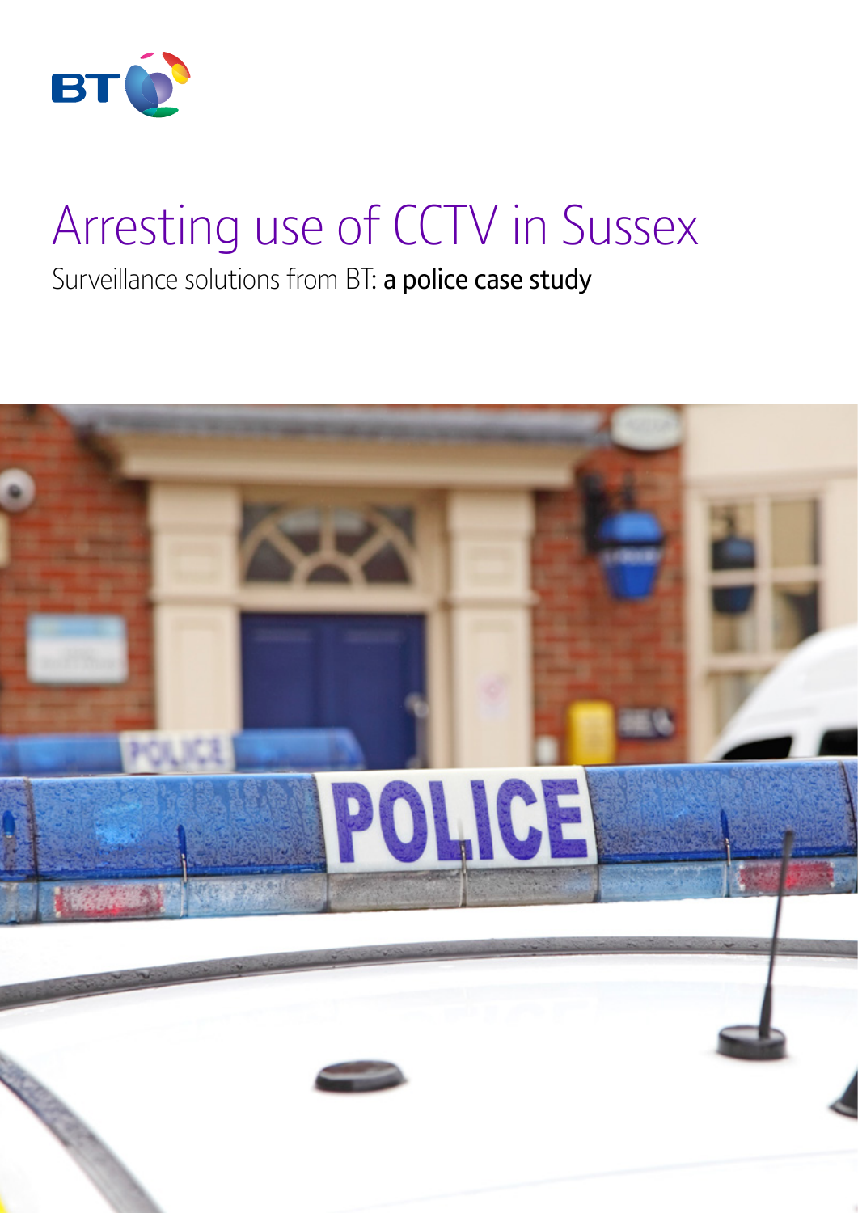BT

# Arresting use of CCTV in Sussex

Surveillance solutions from BT: **a police case study**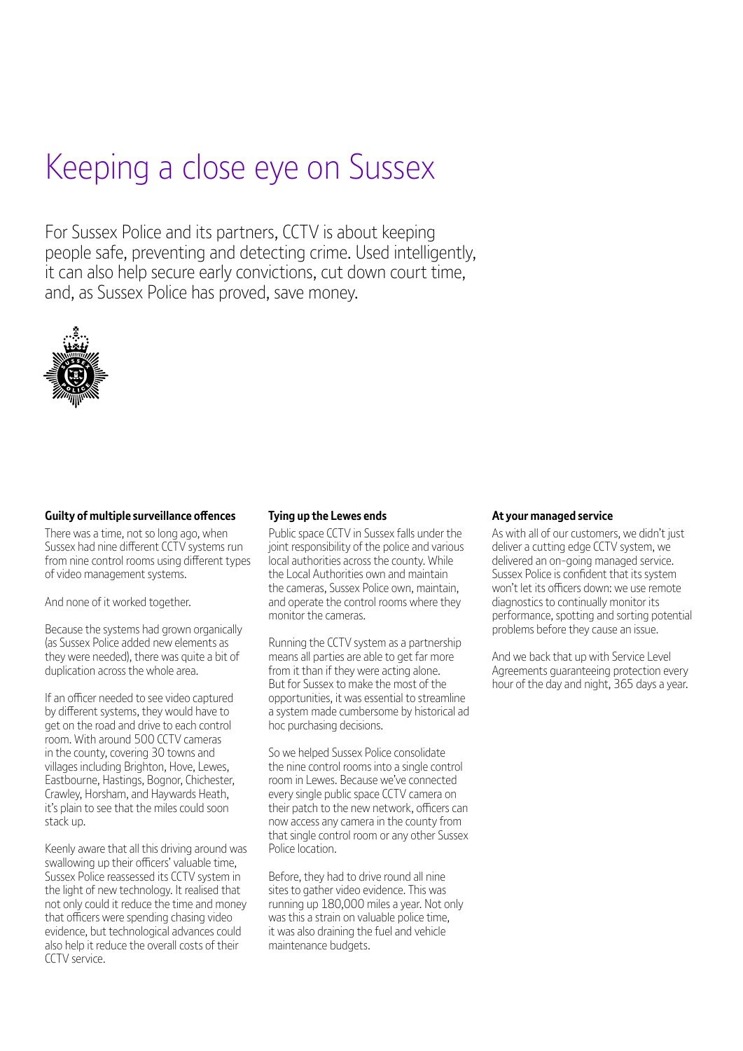# Keeping a close eye on Sussex

For Sussex Police and its partners, CCTV is about keeping people safe, preventing and detecting crime. Used intelligently, it can also help secure early convictions, cut down court time, and, as Sussex Police has proved, save money.

### Guilty of multiple surveillance offences

There was a time, not so long ago, when Sussex had nine different CCTV systems run from nine control rooms using different types of video management systems.

And none of it worked together.

Because the systems had grown organically (as Sussex Police added new elements as they were needed), there was quite a bit of duplication across the whole area.

If an officer needed to see video captured by different systems, they would have to get on the road and drive to each control room. With around 500 CCTV cameras in the county, covering 30 towns and villages including Brighton, Hove, Lewes, Eastbourne, Hastings, Bognor, Chichester, Crawley, Horsham, and Haywards Heath, it's plain to see that the miles could soon stack up.

Keenly aware that all this driving around was swallowing up their officers' valuable time, Sussex Police reassessed its CCTV system in the light of new technology. It realised that not only could it reduce the time and money that officers were spending chasing video evidence, but technological advances could also help it reduce the overall costs of their CCTV service.

### Tying up the Lewes ends

Public space CCTV in Sussex falls under the joint responsibility of the police and various local authorities across the county. While the Local Authorities own and maintain the cameras, Sussex Police own, maintain, and operate the control rooms where they monitor the cameras.

Running the CCTV system as a partnership means all parties are able to get far more from it than if they were acting alone. But for Sussex to make the most of the opportunities, it was essential to streamline a system made cumbersome by historical ad hoc purchasing decisions.

So we helped Sussex Police consolidate the nine control rooms into a single control room in Lewes. Because we've connected every single public space CCTV camera on their patch to the new network, officers can now access any camera in the county from that single control room or any other Sussex Police location.

Before, they had to drive round all nine sites to gather video evidence. This was running up 180,000 miles a year. Not only was this a strain on valuable police time, it was also draining the fuel and vehicle maintenance budgets.

### At your managed service

As with all of our customers, we didn't just deliver a cutting edge CCTV system, we delivered an on-going managed service. Sussex Police is confident that its system won't let its officers down: we use remote diagnostics to continually monitor its performance, spotting and sorting potential problems before they cause an issue.

And we back that up with Service Level Agreements guaranteeing protection every hour of the day and night, 365 days a year.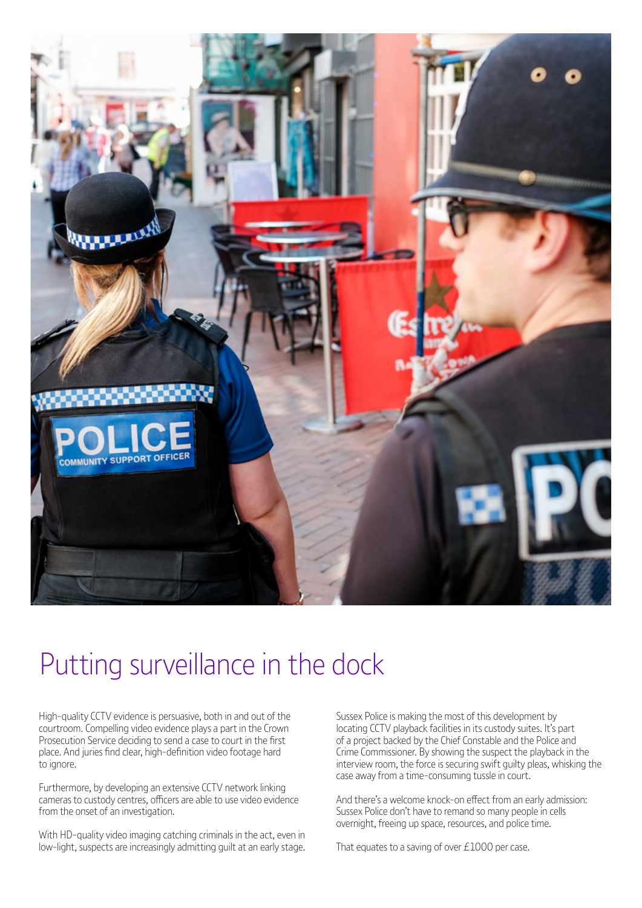# Putting surveillance in the dock

High-quality CCTV evidence is persuasive, both in and out of the courtroom. Compelling video evidence plays a part in the Crown Prosecution Service deciding to send a case to court in the first place. And juries find clear, high-definition video footage hard to ignore.

Furthermore, by developing an extensive CCTV network linking cameras to custody centres, officers are able to use video evidence from the onset of an investigation.

With HD-quality video imaging catching criminals in the act, even in low-light, suspects are increasingly admitting guilt at an early stage.

Sussex Police is making the most of this development by locating CCTV playback facilities in its custody suites. It's part of a project backed by the Chief Constable and the Police and Crime Commissioner. By showing the suspect the playback in the interview room, the force is securing swift guilty pleas, whisking the case away from a time-consuming tussle in court.

And there's a welcome knock-on effect from an early admission: Sussex Police don't have to remand so many people in cells overnight, freeing up space, resources, and police time.

That equates to a saving of over £1000 per case.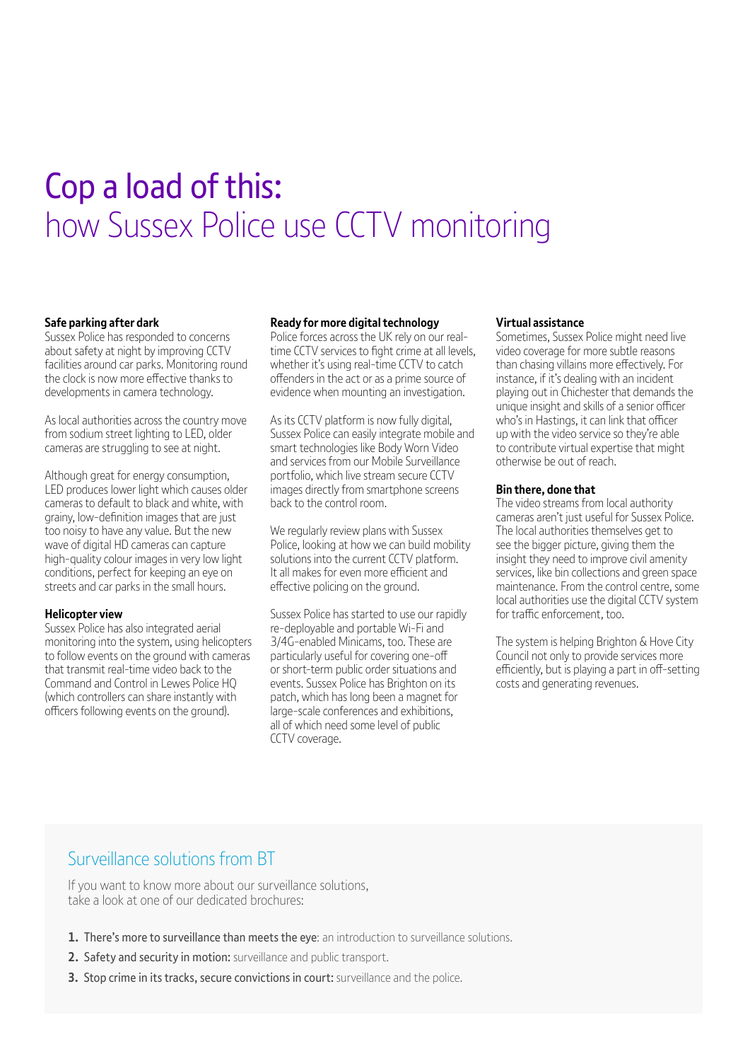# Cop a load of this:
## how Sussex Police use CCTV monitoring

**Safe parking after dark**
Sussex Police has responded to concerns about safety at night by improving CCTV facilities around car parks. Monitoring round the clock is now more effective thanks to developments in camera technology.

As local authorities across the country move from sodium street lighting to LED, older cameras are struggling to see at night.

Although great for energy consumption, LED produces lower light which causes older cameras to default to black and white, with grainy, low-definition images that are just too noisy to have any value. But the new wave of digital HD cameras can capture high-quality colour images in very low light conditions, perfect for keeping an eye on streets and car parks in the small hours.

**Helicopter view**
Sussex Police has also integrated aerial monitoring into the system, using helicopters to follow events on the ground with cameras that transmit real-time video back to the Command and Control in Lewes Police HQ (which controllers can share instantly with officers following events on the ground).

**Ready for more digital technology**
Police forces across the UK rely on our real-time CCTV services to fight crime at all levels, whether it's using real-time CCTV to catch offenders in the act or as a prime source of evidence when mounting an investigation.

As its CCTV platform is now fully digital, Sussex Police can easily integrate mobile and smart technologies like Body Worn Video and services from our Mobile Surveillance portfolio, which live stream secure CCTV images directly from smartphone screens back to the control room.

We regularly review plans with Sussex Police, looking at how we can build mobility solutions into the current CCTV platform. It all makes for even more efficient and effective policing on the ground.

Sussex Police has started to use our rapidly re-deployable and portable Wi-Fi and 3/4G-enabled Minicams, too. These are particularly useful for covering one-off or short-term public order situations and events. Sussex Police has Brighton on its patch, which has long been a magnet for large-scale conferences and exhibitions, all of which need some level of public CCTV coverage.

**Virtual assistance**
Sometimes, Sussex Police might need live video coverage for more subtle reasons than chasing villains more effectively. For instance, if it's dealing with an incident playing out in Chichester that demands the unique insight and skills of a senior officer who's in Hastings, it can link that officer up with the video service so they're able to contribute virtual expertise that might otherwise be out of reach.

**Bin there, done that**
The video streams from local authority cameras aren't just useful for Sussex Police. The local authorities themselves get to see the bigger picture, giving them the insight they need to improve civil amenity services, like bin collections and green space maintenance. From the control centre, some local authorities use the digital CCTV system for traffic enforcement, too.

The system is helping Brighton & Hove City Council not only to provide services more efficiently, but is playing a part in off-setting costs and generating revenues.

## Surveillance solutions from BT

If you want to know more about our surveillance solutions, take a look at one of our dedicated brochures:

1. **There's more to surveillance than meets the eye**: an introduction to surveillance solutions.
2. **Safety and security in motion:** surveillance and public transport.
3. **Stop crime in its tracks, secure convictions in court:** surveillance and the police.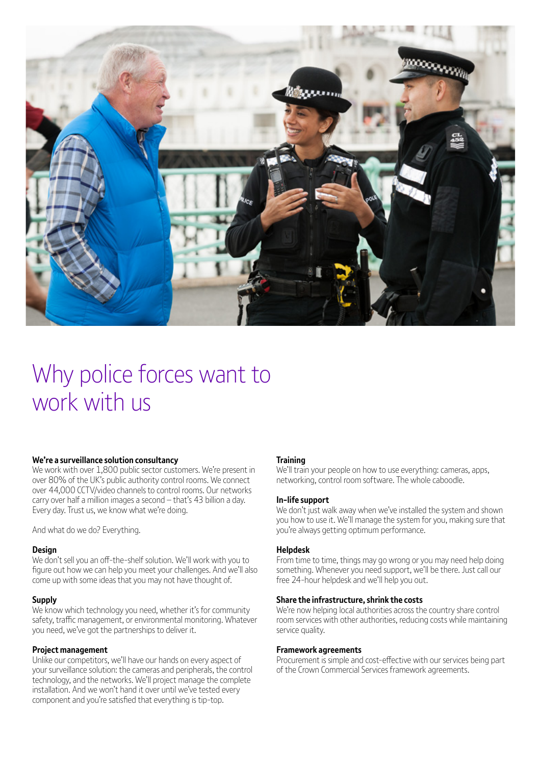# Why police forces want to work with us

### We're a surveillance solution consultancy

We work with over 1,800 public sector customers. We're present in over 80% of the UK's public authority control rooms. We connect over 44,000 CCTV/video channels to control rooms. Our networks carry over half a million images a second – that's 43 billion a day. Every day. Trust us, we know what we're doing.

And what do we do? Everything.

### Design

We don't sell you an off-the-shelf solution. We'll work with you to figure out how we can help you meet your challenges. And we'll also come up with some ideas that you may not have thought of.

### Supply

We know which technology you need, whether it's for community safety, traffic management, or environmental monitoring. Whatever you need, we've got the partnerships to deliver it.

### Project management

Unlike our competitors, we'll have our hands on every aspect of your surveillance solution: the cameras and peripherals, the control technology, and the networks. We'll project manage the complete installation. And we won't hand it over until we've tested every component and you're satisfied that everything is tip-top.

### Training

We'll train your people on how to use everything: cameras, apps, networking, control room software. The whole caboodle.

### In-life support

We don't just walk away when we've installed the system and shown you how to use it. We'll manage the system for you, making sure that you're always getting optimum performance.

### Helpdesk

From time to time, things may go wrong or you may need help doing something. Whenever you need support, we'll be there. Just call our free 24-hour helpdesk and we'll help you out.

### Share the infrastructure, shrink the costs

We're now helping local authorities across the country share control room services with other authorities, reducing costs while maintaining service quality.

### Framework agreements

Procurement is simple and cost-effective with our services being part of the Crown Commercial Services framework agreements.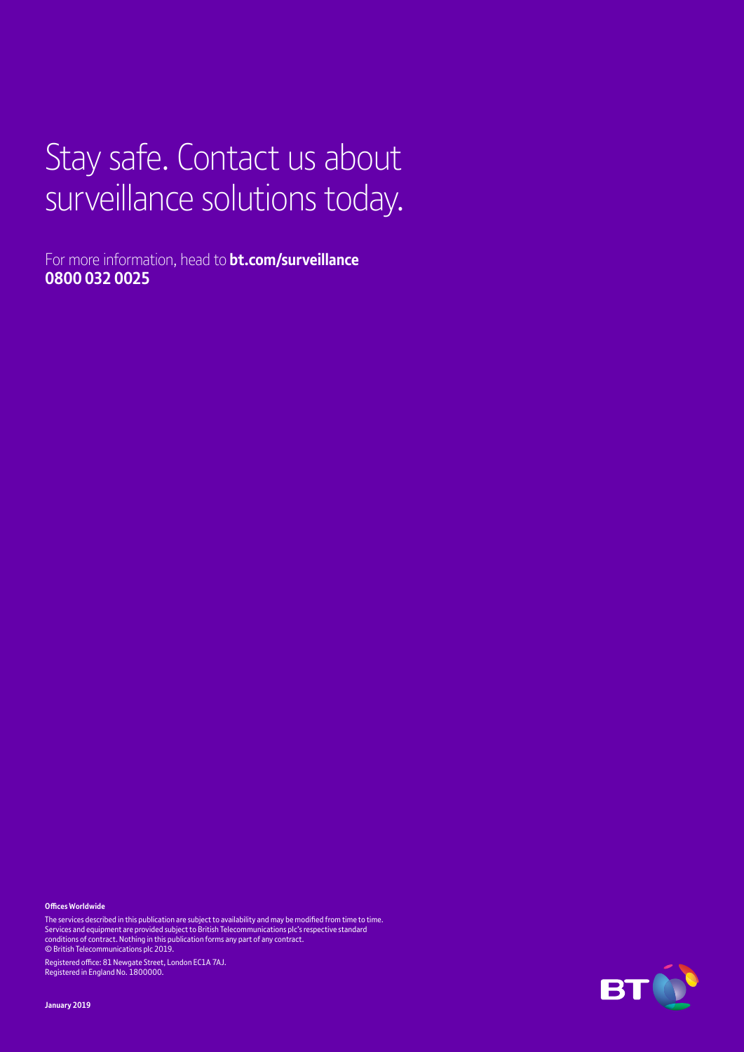# Stay safe. Contact us about surveillance solutions today.

For more information, head to **bt.com/surveillance**
**0800 032 0025**

**Offices Worldwide**

The services described in this publication are subject to availability and may be modified from time to time. Services and equipment are provided subject to British Telecommunications plc's respective standard conditions of contract. Nothing in this publication forms any part of any contract.
© British Telecommunications plc 2019.

Registered office: 81 Newgate Street, London EC1A 7AJ.
Registered in England No. 1800000.

**January 2019**